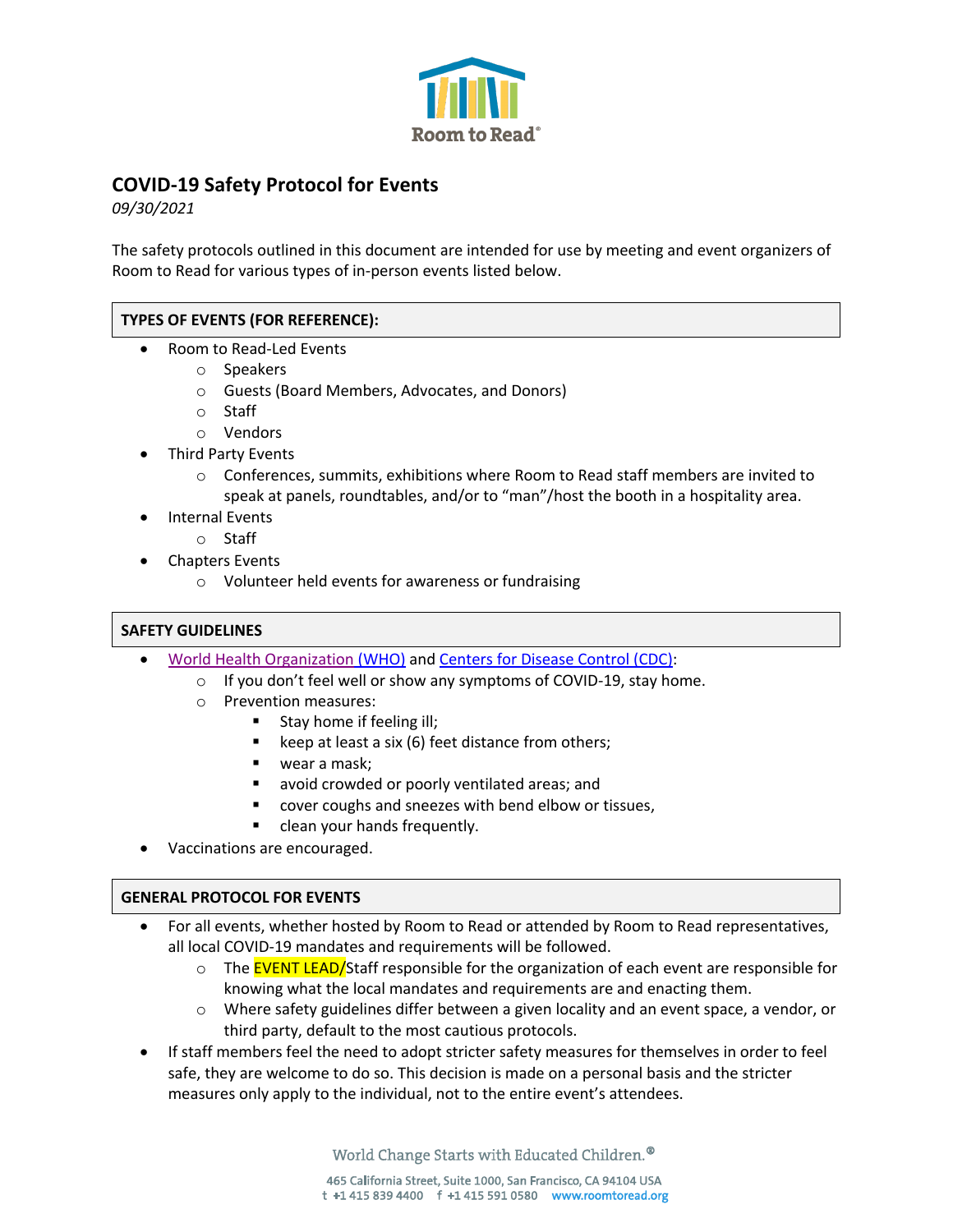Room to Read

# COVID-19 Safety Protocol for Events

*09/30/2021*

The safety protocols outlined in this document are intended for use by meeting and event organizers of Room to Read for various types of in-person events listed below.

## TYPES OF EVENTS (FOR REFERENCE):

- Room to Read-Led Events
  - Speakers
  - Guests (Board Members, Advocates, and Donors)
  - Staff
  - Vendors
- Third Party Events
  - Conferences, summits, exhibitions where Room to Read staff members are invited to speak at panels, roundtables, and/or to "man"/host the booth in a hospitality area.
- Internal Events
  - Staff
- Chapters Events
  - Volunteer held events for awareness or fundraising

## SAFETY GUIDELINES

- World Health Organization (WHO) and Centers for Disease Control (CDC):
  - If you don't feel well or show any symptoms of COVID-19, stay home.
  - Prevention measures:
    - Stay home if feeling ill;
    - keep at least a six (6) feet distance from others;
    - wear a mask;
    - avoid crowded or poorly ventilated areas; and
    - cover coughs and sneezes with bend elbow or tissues,
    - clean your hands frequently.
- Vaccinations are encouraged.

## GENERAL PROTOCOL FOR EVENTS

- For all events, whether hosted by Room to Read or attended by Room to Read representatives, all local COVID-19 mandates and requirements will be followed.
  - The EVENT LEAD/Staff responsible for the organization of each event are responsible for knowing what the local mandates and requirements are and enacting them.
  - Where safety guidelines differ between a given locality and an event space, a vendor, or third party, default to the most cautious protocols.
- If staff members feel the need to adopt stricter safety measures for themselves in order to feel safe, they are welcome to do so. This decision is made on a personal basis and the stricter measures only apply to the individual, not to the entire event's attendees.

World Change Starts with Educated Children.®

465 California Street, Suite 1000, San Francisco, CA 94104 USA
t +1 415 839 4400 f +1 415 591 0580 www.roomtoread.org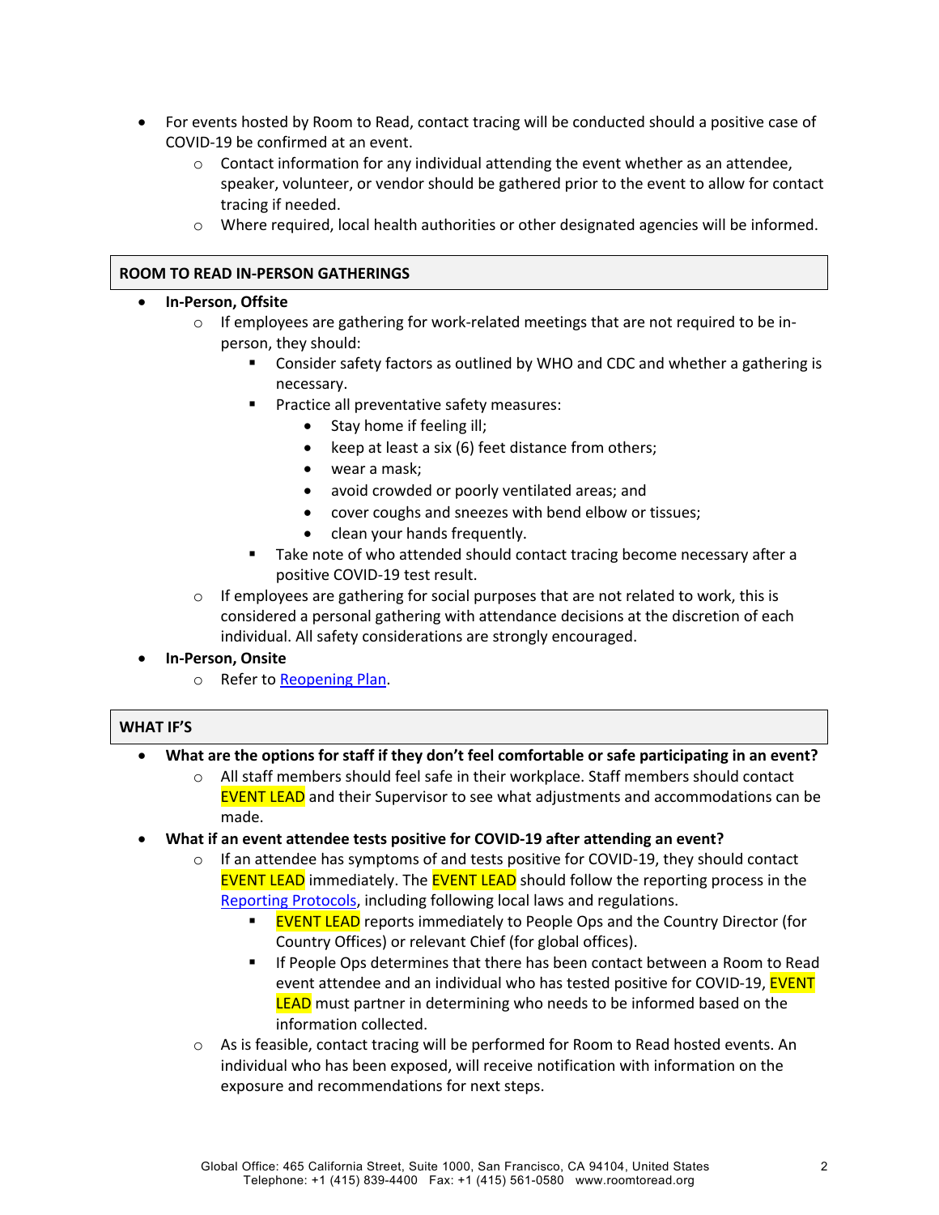- For events hosted by Room to Read, contact tracing will be conducted should a positive case of COVID-19 be confirmed at an event.
    - Contact information for any individual attending the event whether as an attendee, speaker, volunteer, or vendor should be gathered prior to the event to allow for contact tracing if needed.
    - Where required, local health authorities or other designated agencies will be informed.

## ROOM TO READ IN-PERSON GATHERINGS

- **In-Person, Offsite**
    - If employees are gathering for work-related meetings that are not required to be in-person, they should:
        - Consider safety factors as outlined by WHO and CDC and whether a gathering is necessary.
        - Practice all preventative safety measures:
            - Stay home if feeling ill;
            - keep at least a six (6) feet distance from others;
            - wear a mask;
            - avoid crowded or poorly ventilated areas; and
            - cover coughs and sneezes with bend elbow or tissues;
            - clean your hands frequently.
        - Take note of who attended should contact tracing become necessary after a positive COVID-19 test result.
    - If employees are gathering for social purposes that are not related to work, this is considered a personal gathering with attendance decisions at the discretion of each individual. All safety considerations are strongly encouraged.
- **In-Person, Onsite**
    - Refer to [Reopening Plan](Reopening Plan).

## WHAT IF'S

- **What are the options for staff if they don't feel comfortable or safe participating in an event?**
    - All staff members should feel safe in their workplace. Staff members should contact EVENT LEAD and their Supervisor to see what adjustments and accommodations can be made.
- **What if an event attendee tests positive for COVID-19 after attending an event?**
    - If an attendee has symptoms of and tests positive for COVID-19, they should contact EVENT LEAD immediately. The EVENT LEAD should follow the reporting process in the [Reporting Protocols](Reporting Protocols), including following local laws and regulations.
        - EVENT LEAD reports immediately to People Ops and the Country Director (for Country Offices) or relevant Chief (for global offices).
        - If People Ops determines that there has been contact between a Room to Read event attendee and an individual who has tested positive for COVID-19, EVENT LEAD must partner in determining who needs to be informed based on the information collected.
    - As is feasible, contact tracing will be performed for Room to Read hosted events. An individual who has been exposed, will receive notification with information on the exposure and recommendations for next steps.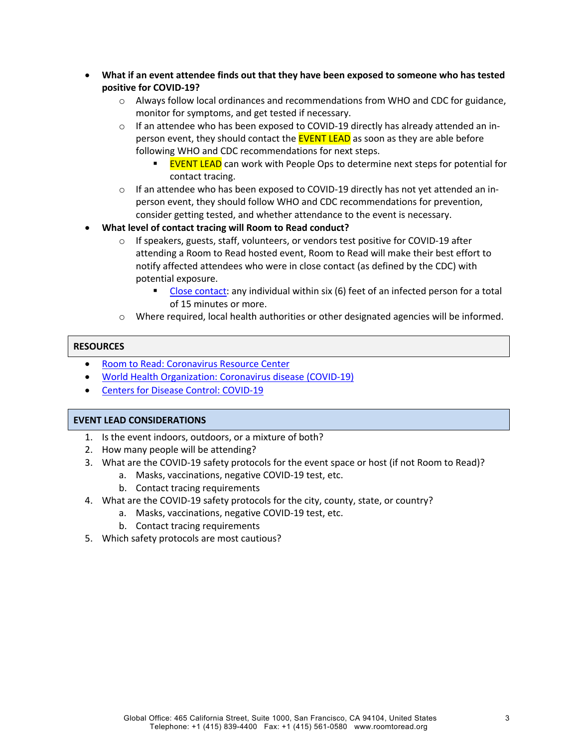- **What if an event attendee finds out that they have been exposed to someone who has tested positive for COVID-19?**
  - Always follow local ordinances and recommendations from WHO and CDC for guidance, monitor for symptoms, and get tested if necessary.
  - If an attendee who has been exposed to COVID-19 directly has already attended an in-person event, they should contact the EVENT LEAD as soon as they are able before following WHO and CDC recommendations for next steps.
    - EVENT LEAD can work with People Ops to determine next steps for potential for contact tracing.
  - If an attendee who has been exposed to COVID-19 directly has not yet attended an in-person event, they should follow WHO and CDC recommendations for prevention, consider getting tested, and whether attendance to the event is necessary.
- **What level of contact tracing will Room to Read conduct?**
  - If speakers, guests, staff, volunteers, or vendors test positive for COVID-19 after attending a Room to Read hosted event, Room to Read will make their best effort to notify affected attendees who were in close contact (as defined by the CDC) with potential exposure.
    - Close contact: any individual within six (6) feet of an infected person for a total of 15 minutes or more.
  - Where required, local health authorities or other designated agencies will be informed.

## RESOURCES

- Room to Read: Coronavirus Resource Center
- World Health Organization: Coronavirus disease (COVID-19)
- Centers for Disease Control: COVID-19

## EVENT LEAD CONSIDERATIONS

1. Is the event indoors, outdoors, or a mixture of both?
2. How many people will be attending?
3. What are the COVID-19 safety protocols for the event space or host (if not Room to Read)?
   a. Masks, vaccinations, negative COVID-19 test, etc.
   b. Contact tracing requirements
4. What are the COVID-19 safety protocols for the city, county, state, or country?
   a. Masks, vaccinations, negative COVID-19 test, etc.
   b. Contact tracing requirements
5. Which safety protocols are most cautious?